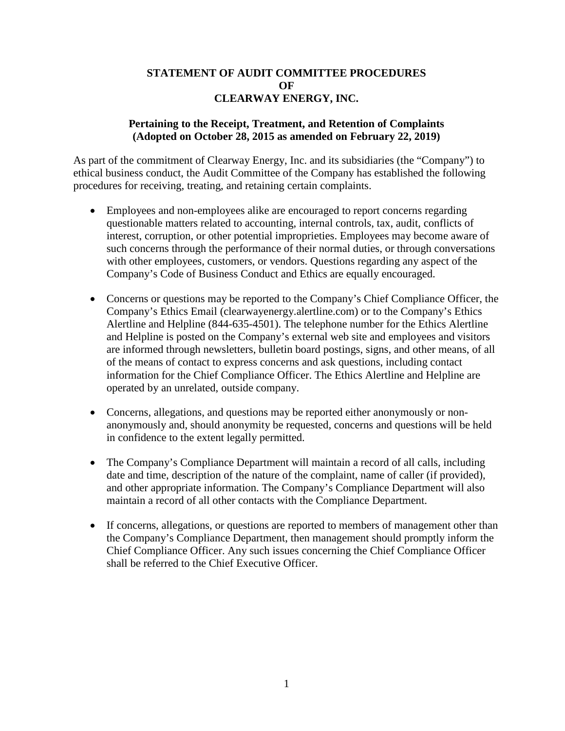# STATEMENT OF AUDIT COMMITTEE PROCEDURES
# OF
# CLEARWAY ENERGY, INC.

## Pertaining to the Receipt, Treatment, and Retention of Complaints (Adopted on October 28, 2015 as amended on February 22, 2019)

As part of the commitment of Clearway Energy, Inc. and its subsidiaries (the "Company") to ethical business conduct, the Audit Committee of the Company has established the following procedures for receiving, treating, and retaining certain complaints.

- Employees and non-employees alike are encouraged to report concerns regarding questionable matters related to accounting, internal controls, tax, audit, conflicts of interest, corruption, or other potential improprieties. Employees may become aware of such concerns through the performance of their normal duties, or through conversations with other employees, customers, or vendors. Questions regarding any aspect of the Company's Code of Business Conduct and Ethics are equally encouraged.

- Concerns or questions may be reported to the Company's Chief Compliance Officer, the Company's Ethics Email (clearwayenergy.alertline.com) or to the Company's Ethics Alertline and Helpline (844-635-4501). The telephone number for the Ethics Alertline and Helpline is posted on the Company's external web site and employees and visitors are informed through newsletters, bulletin board postings, signs, and other means, of all of the means of contact to express concerns and ask questions, including contact information for the Chief Compliance Officer. The Ethics Alertline and Helpline are operated by an unrelated, outside company.

- Concerns, allegations, and questions may be reported either anonymously or non-anonymously and, should anonymity be requested, concerns and questions will be held in confidence to the extent legally permitted.

- The Company's Compliance Department will maintain a record of all calls, including date and time, description of the nature of the complaint, name of caller (if provided), and other appropriate information. The Company's Compliance Department will also maintain a record of all other contacts with the Compliance Department.

- If concerns, allegations, or questions are reported to members of management other than the Company's Compliance Department, then management should promptly inform the Chief Compliance Officer. Any such issues concerning the Chief Compliance Officer shall be referred to the Chief Executive Officer.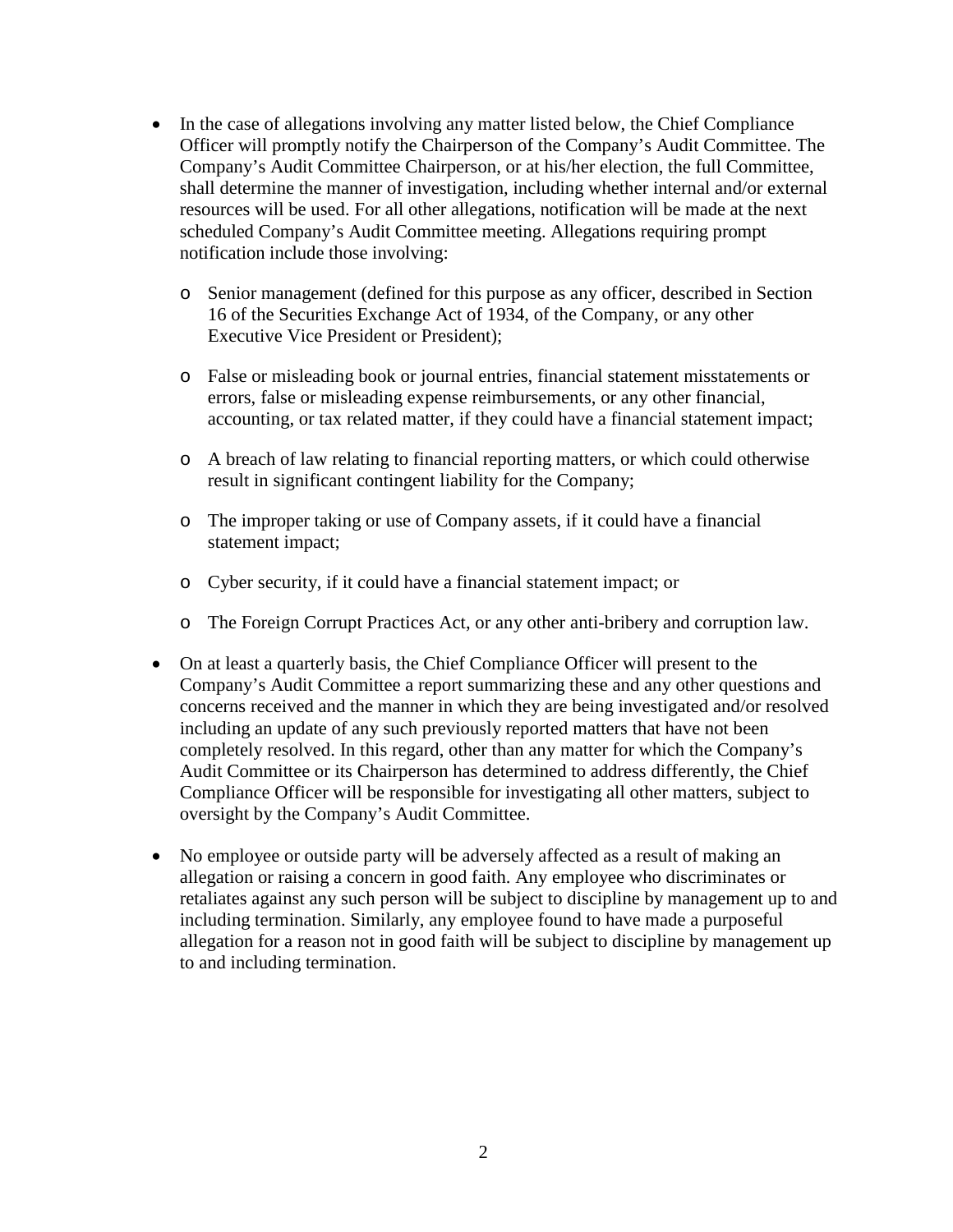- In the case of allegations involving any matter listed below, the Chief Compliance Officer will promptly notify the Chairperson of the Company's Audit Committee. The Company's Audit Committee Chairperson, or at his/her election, the full Committee, shall determine the manner of investigation, including whether internal and/or external resources will be used. For all other allegations, notification will be made at the next scheduled Company's Audit Committee meeting. Allegations requiring prompt notification include those involving:
  - Senior management (defined for this purpose as any officer, described in Section 16 of the Securities Exchange Act of 1934, of the Company, or any other Executive Vice President or President);
  - False or misleading book or journal entries, financial statement misstatements or errors, false or misleading expense reimbursements, or any other financial, accounting, or tax related matter, if they could have a financial statement impact;
  - A breach of law relating to financial reporting matters, or which could otherwise result in significant contingent liability for the Company;
  - The improper taking or use of Company assets, if it could have a financial statement impact;
  - Cyber security, if it could have a financial statement impact; or
  - The Foreign Corrupt Practices Act, or any other anti-bribery and corruption law.
- On at least a quarterly basis, the Chief Compliance Officer will present to the Company's Audit Committee a report summarizing these and any other questions and concerns received and the manner in which they are being investigated and/or resolved including an update of any such previously reported matters that have not been completely resolved. In this regard, other than any matter for which the Company's Audit Committee or its Chairperson has determined to address differently, the Chief Compliance Officer will be responsible for investigating all other matters, subject to oversight by the Company's Audit Committee.
- No employee or outside party will be adversely affected as a result of making an allegation or raising a concern in good faith. Any employee who discriminates or retaliates against any such person will be subject to discipline by management up to and including termination. Similarly, any employee found to have made a purposeful allegation for a reason not in good faith will be subject to discipline by management up to and including termination.